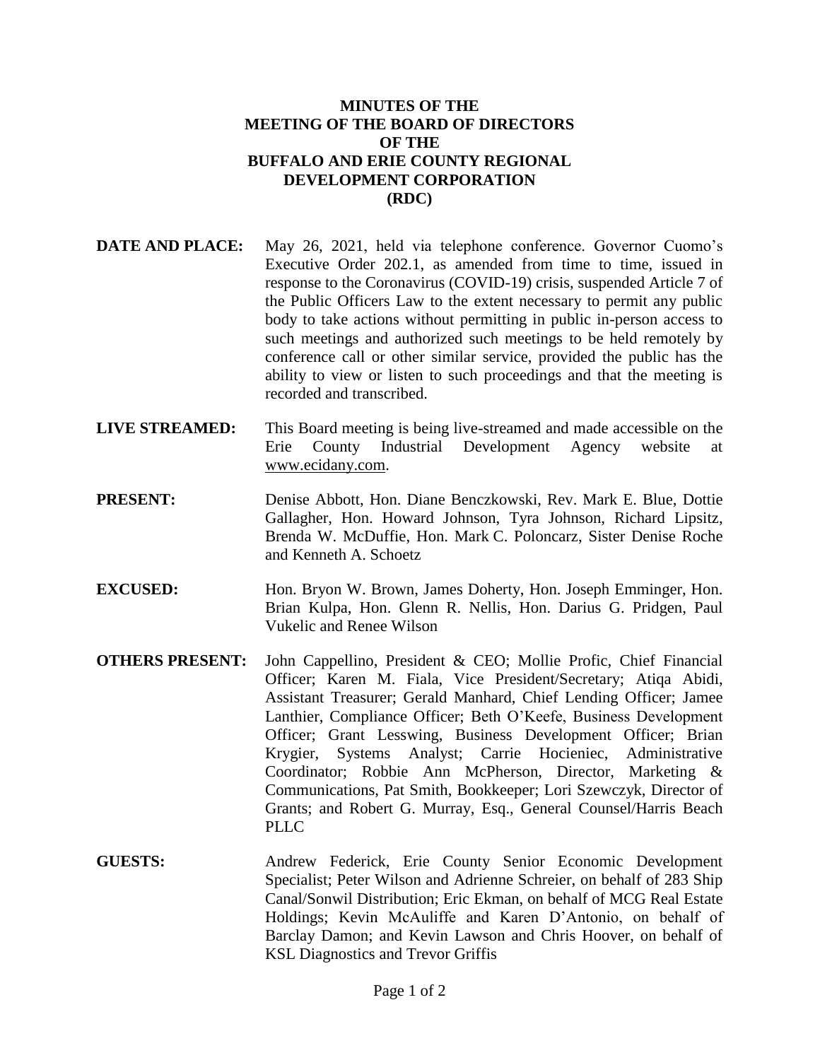# MINUTES OF THE MEETING OF THE BOARD OF DIRECTORS OF THE BUFFALO AND ERIE COUNTY REGIONAL DEVELOPMENT CORPORATION (RDC)

**DATE AND PLACE:** May 26, 2021, held via telephone conference. Governor Cuomo's Executive Order 202.1, as amended from time to time, issued in response to the Coronavirus (COVID-19) crisis, suspended Article 7 of the Public Officers Law to the extent necessary to permit any public body to take actions without permitting in public in-person access to such meetings and authorized such meetings to be held remotely by conference call or other similar service, provided the public has the ability to view or listen to such proceedings and that the meeting is recorded and transcribed.

**LIVE STREAMED:** This Board meeting is being live-streamed and made accessible on the Erie County Industrial Development Agency website at www.ecidany.com.

**PRESENT:** Denise Abbott, Hon. Diane Benczkowski, Rev. Mark E. Blue, Dottie Gallagher, Hon. Howard Johnson, Tyra Johnson, Richard Lipsitz, Brenda W. McDuffie, Hon. Mark C. Poloncarz, Sister Denise Roche and Kenneth A. Schoetz

**EXCUSED:** Hon. Bryon W. Brown, James Doherty, Hon. Joseph Emminger, Hon. Brian Kulpa, Hon. Glenn R. Nellis, Hon. Darius G. Pridgen, Paul Vukelic and Renee Wilson

**OTHERS PRESENT:** John Cappellino, President & CEO; Mollie Profic, Chief Financial Officer; Karen M. Fiala, Vice President/Secretary; Atiqa Abidi, Assistant Treasurer; Gerald Manhard, Chief Lending Officer; Jamee Lanthier, Compliance Officer; Beth O'Keefe, Business Development Officer; Grant Lesswing, Business Development Officer; Brian Krygier, Systems Analyst; Carrie Hocieniec, Administrative Coordinator; Robbie Ann McPherson, Director, Marketing & Communications, Pat Smith, Bookkeeper; Lori Szewczyk, Director of Grants; and Robert G. Murray, Esq., General Counsel/Harris Beach PLLC

**GUESTS:** Andrew Federick, Erie County Senior Economic Development Specialist; Peter Wilson and Adrienne Schreier, on behalf of 283 Ship Canal/Sonwil Distribution; Eric Ekman, on behalf of MCG Real Estate Holdings; Kevin McAuliffe and Karen D'Antonio, on behalf of Barclay Damon; and Kevin Lawson and Chris Hoover, on behalf of KSL Diagnostics and Trevor Griffis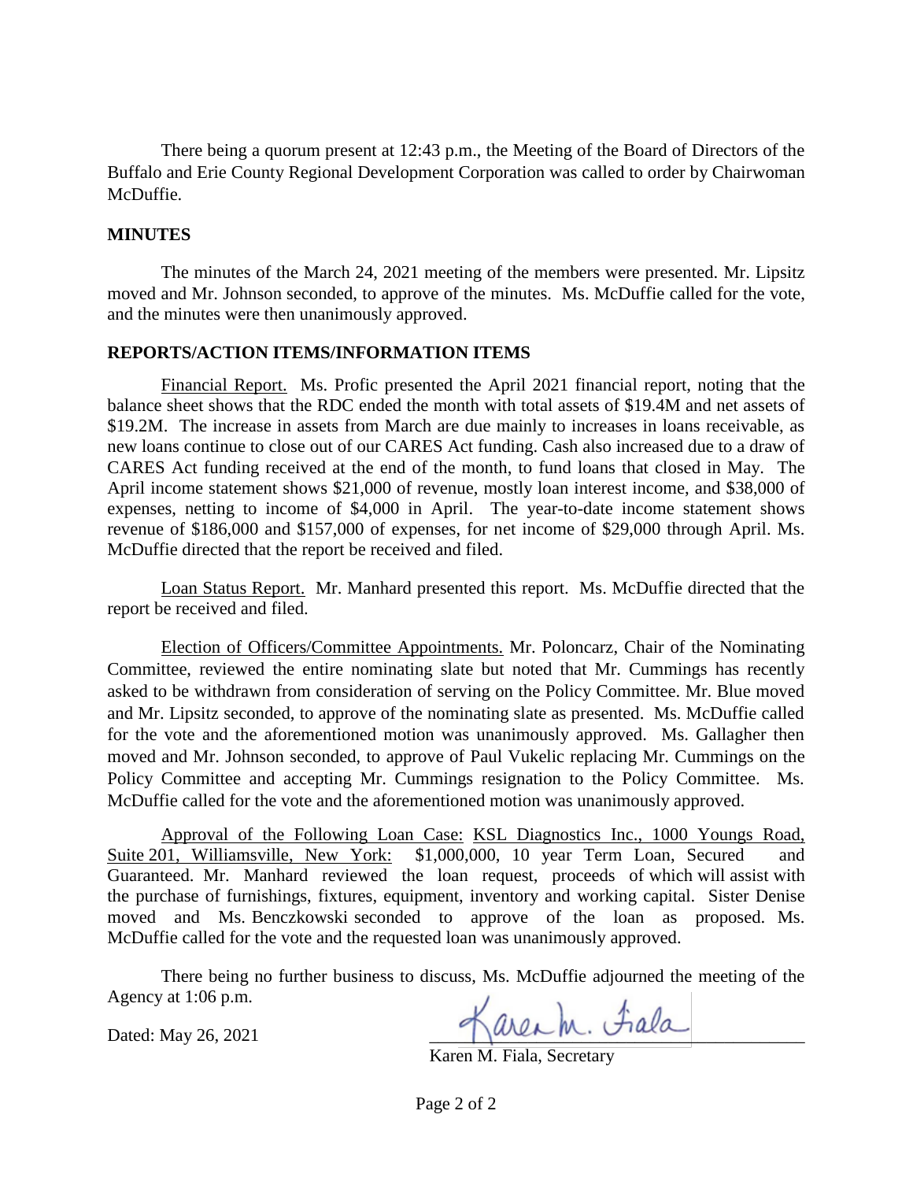There being a quorum present at 12:43 p.m., the Meeting of the Board of Directors of the Buffalo and Erie County Regional Development Corporation was called to order by Chairwoman McDuffie.

**MINUTES**

The minutes of the March 24, 2021 meeting of the members were presented. Mr. Lipsitz moved and Mr. Johnson seconded, to approve of the minutes. Ms. McDuffie called for the vote, and the minutes were then unanimously approved.

**REPORTS/ACTION ITEMS/INFORMATION ITEMS**

Financial Report. Ms. Profic presented the April 2021 financial report, noting that the balance sheet shows that the RDC ended the month with total assets of \$19.4M and net assets of \$19.2M. The increase in assets from March are due mainly to increases in loans receivable, as new loans continue to close out of our CARES Act funding. Cash also increased due to a draw of CARES Act funding received at the end of the month, to fund loans that closed in May. The April income statement shows \$21,000 of revenue, mostly loan interest income, and \$38,000 of expenses, netting to income of \$4,000 in April. The year-to-date income statement shows revenue of \$186,000 and \$157,000 of expenses, for net income of \$29,000 through April. Ms. McDuffie directed that the report be received and filed.

Loan Status Report. Mr. Manhard presented this report. Ms. McDuffie directed that the report be received and filed.

Election of Officers/Committee Appointments. Mr. Poloncarz, Chair of the Nominating Committee, reviewed the entire nominating slate but noted that Mr. Cummings has recently asked to be withdrawn from consideration of serving on the Policy Committee. Mr. Blue moved and Mr. Lipsitz seconded, to approve of the nominating slate as presented. Ms. McDuffie called for the vote and the aforementioned motion was unanimously approved. Ms. Gallagher then moved and Mr. Johnson seconded, to approve of Paul Vukelic replacing Mr. Cummings on the Policy Committee and accepting Mr. Cummings resignation to the Policy Committee. Ms. McDuffie called for the vote and the aforementioned motion was unanimously approved.

Approval of the Following Loan Case: KSL Diagnostics Inc., 1000 Youngs Road, Suite 201, Williamsville, New York: \$1,000,000, 10 year Term Loan, Secured and Guaranteed. Mr. Manhard reviewed the loan request, proceeds of which will assist with the purchase of furnishings, fixtures, equipment, inventory and working capital. Sister Denise moved and Ms. Benczkowski seconded to approve of the loan as proposed. Ms. McDuffie called for the vote and the requested loan was unanimously approved.

There being no further business to discuss, Ms. McDuffie adjourned the meeting of the Agency at 1:06 p.m.

Dated: May 26, 2021

Karen M. Fiala

Karen M. Fiala, Secretary